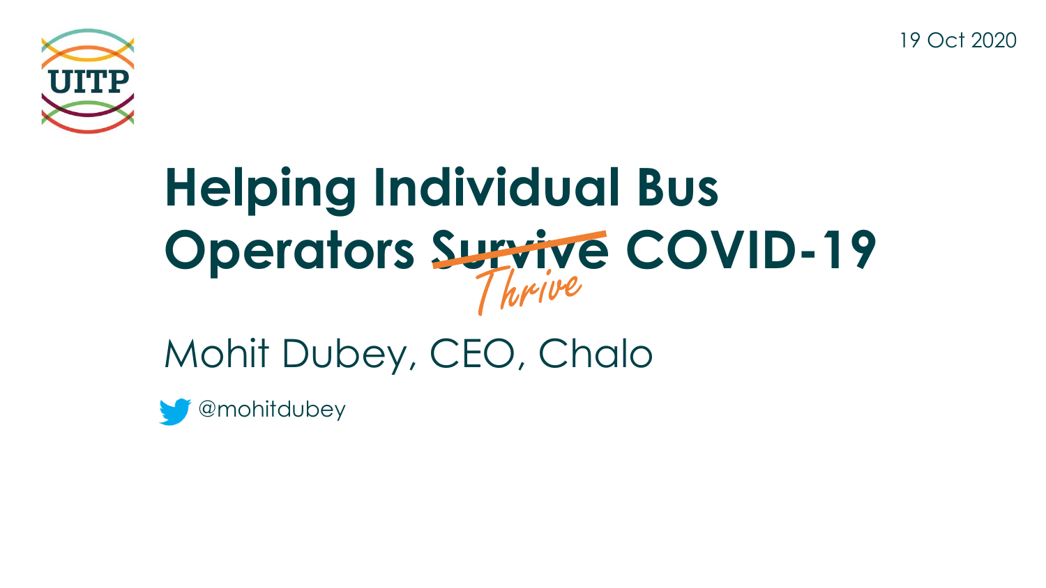UITP

19 Oct 2020

# Helping Individual Bus Operators ~~Survive~~ *Thrive* COVID-19

Mohit Dubey, CEO, Chalo

@mohitdubey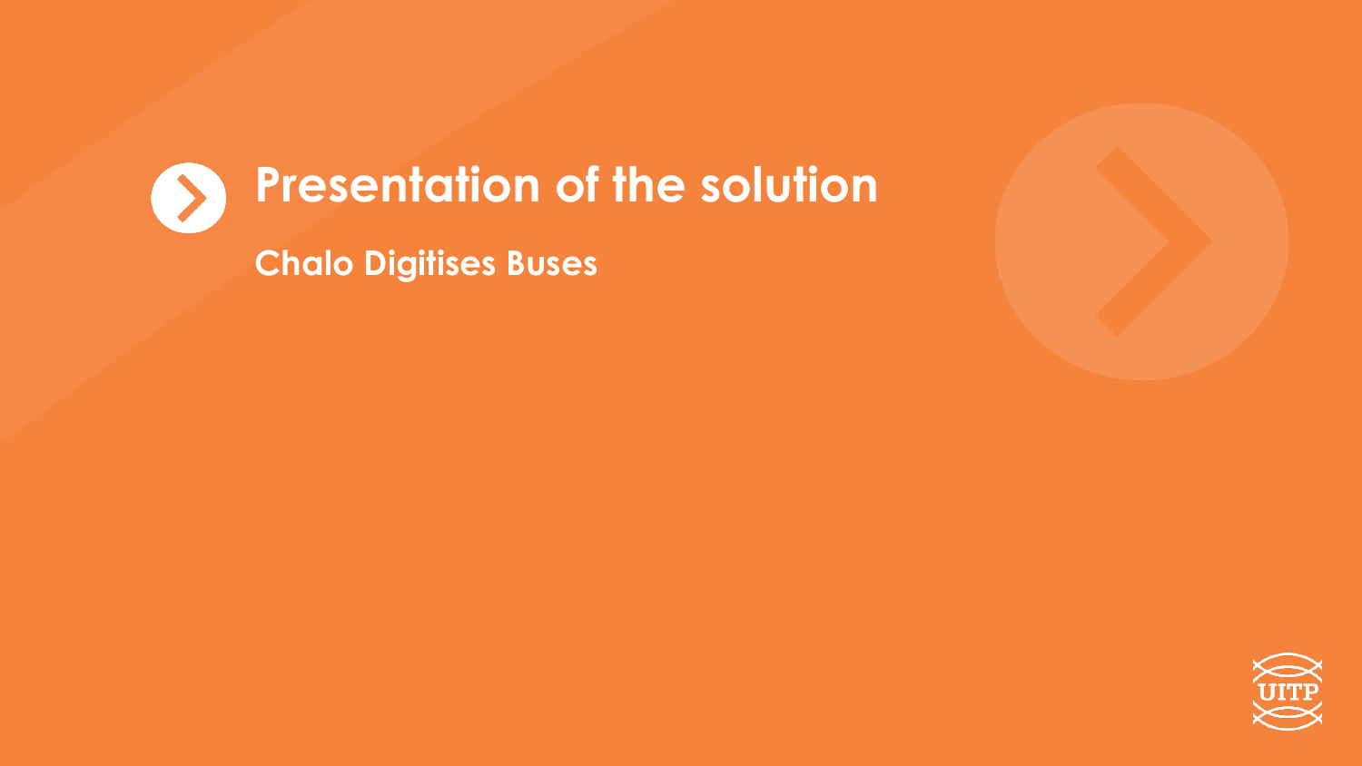# Presentation of the solution

## Chalo Digitises Buses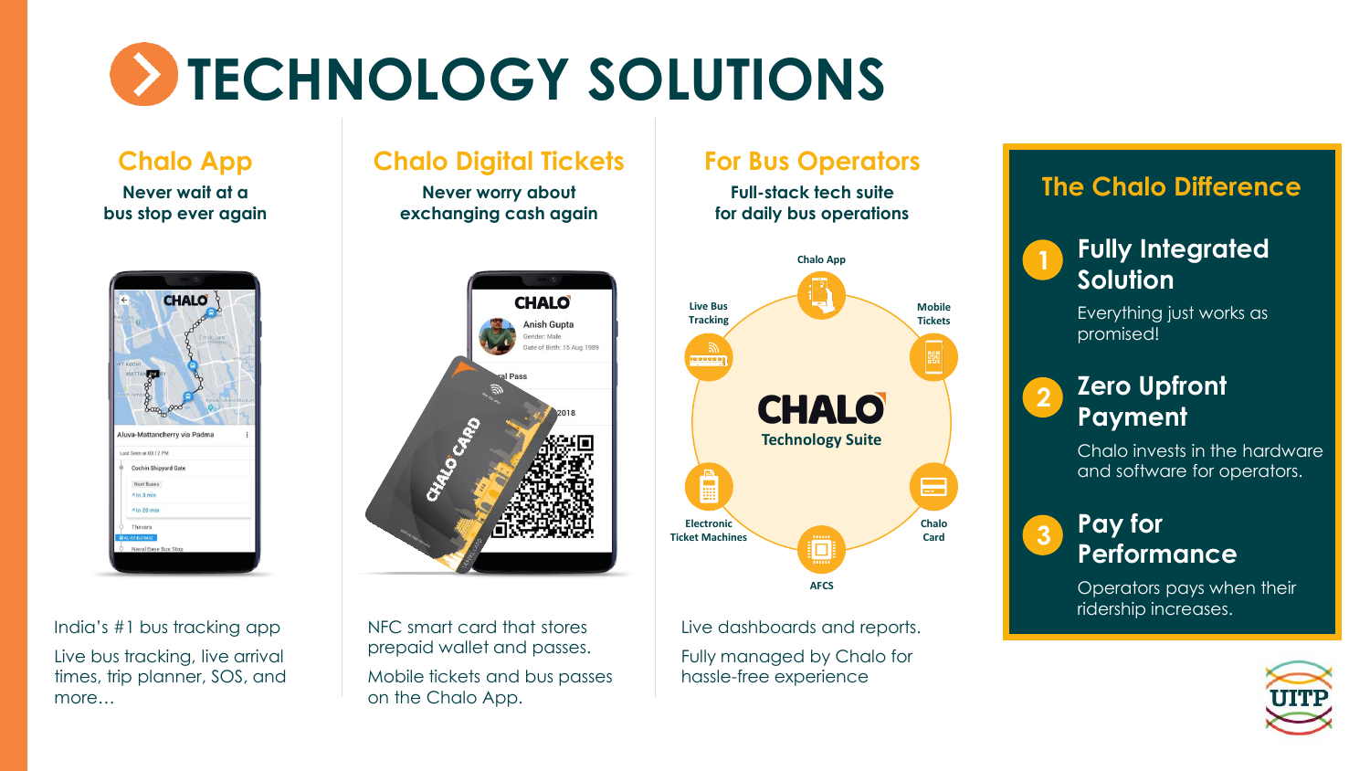# TECHNOLOGY SOLUTIONS

## Chalo App

**Never wait at a bus stop ever again**

India's #1 bus tracking app

Live bus tracking, live arrival times, trip planner, SOS, and more…

## Chalo Digital Tickets

**Never worry about exchanging cash again**

NFC smart card that stores prepaid wallet and passes.

Mobile tickets and bus passes on the Chalo App.

## For Bus Operators

**Full-stack tech suite for daily bus operations**

CHALO Technology Suite: Chalo App, Mobile Tickets, Chalo Card, AFCS, Electronic Ticket Machines, Live Bus Tracking

Live dashboards and reports.

Fully managed by Chalo for hassle-free experience

## The Chalo Difference

1. **Fully Integrated Solution**

   Everything just works as promised!

2. **Zero Upfront Payment**

   Chalo invests in the hardware and software for operators.

3. **Pay for Performance**

   Operators pays when their ridership increases.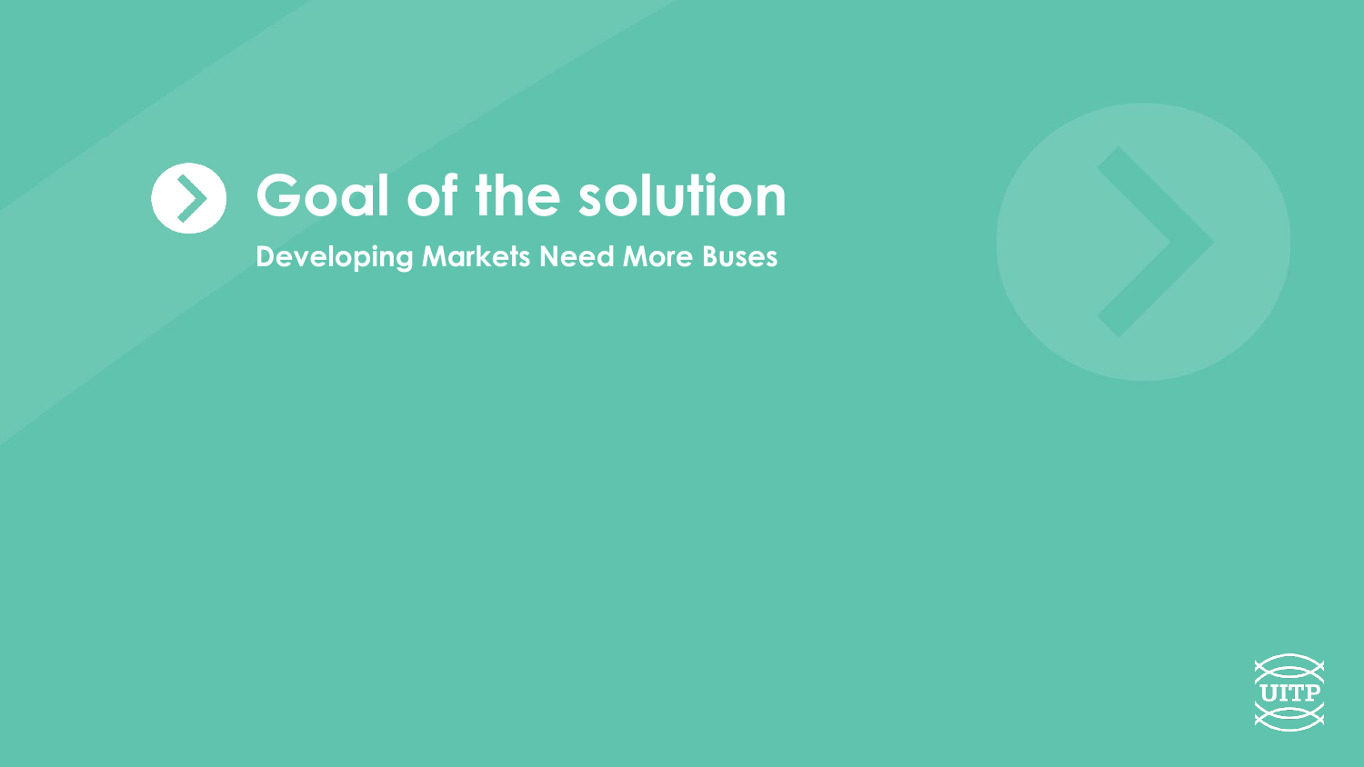# Goal of the solution

**Developing Markets Need More Buses**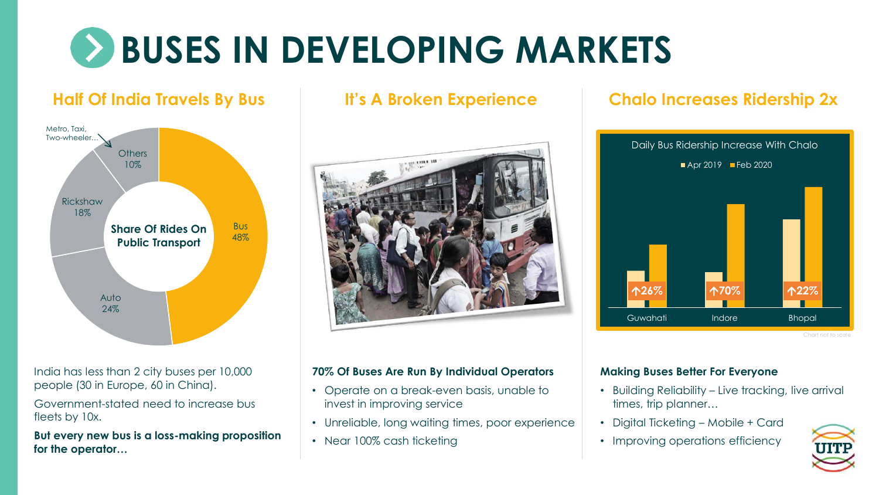# BUSES IN DEVELOPING MARKETS

## Half Of India Travels By Bus

**Share Of Rides On Public Transport**

| Mode | Share |
| --- | --- |
| Bus | 48% |
| Auto | 24% |
| Rickshaw | 18% |
| Others | 10% |
| Metro, Taxi, Two-wheeler… | |

India has less than 2 city buses per 10,000 people (30 in Europe, 60 in China).

Government-stated need to increase bus fleets by 10x.

**But every new bus is a loss-making proposition for the operator…**

## It's A Broken Experience

**70% Of Buses Are Run By Individual Operators**

- Operate on a break-even basis, unable to invest in improving service
- Unreliable, long waiting times, poor experience
- Near 100% cash ticketing

## Chalo Increases Ridership 2x

**Daily Bus Ridership Increase With Chalo** (Apr 2019 vs Feb 2020)

| City | Increase |
| --- | --- |
| Guwahati | ↑26% |
| Indore | ↑70% |
| Bhopal | ↑22% |

Chart not to scale

**Making Buses Better For Everyone**

- Building Reliability – Live tracking, live arrival times, trip planner…
- Digital Ticketing – Mobile + Card
- Improving operations efficiency

UITP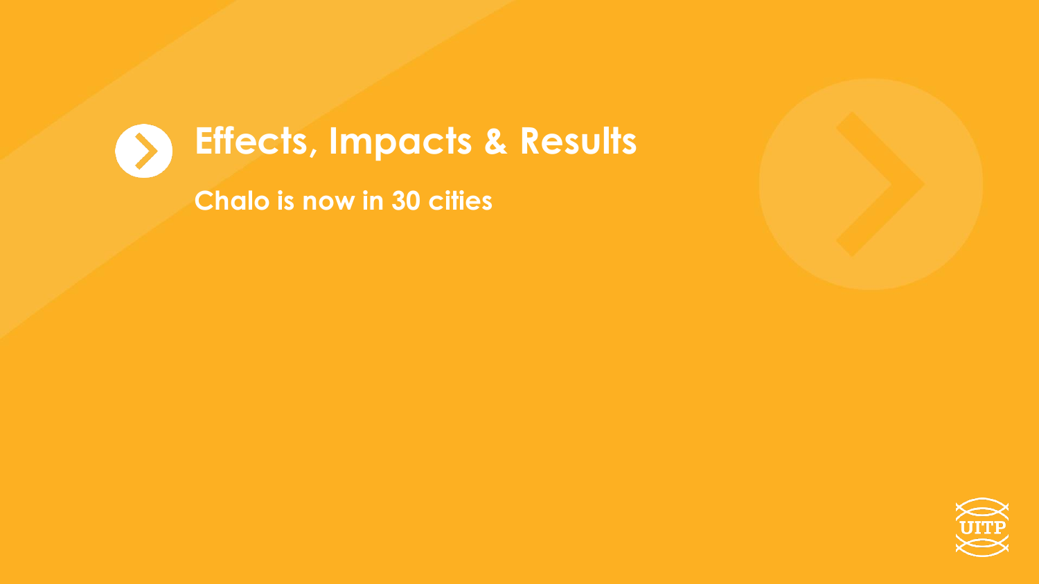# Effects, Impacts & Results

**Chalo is now in 30 cities**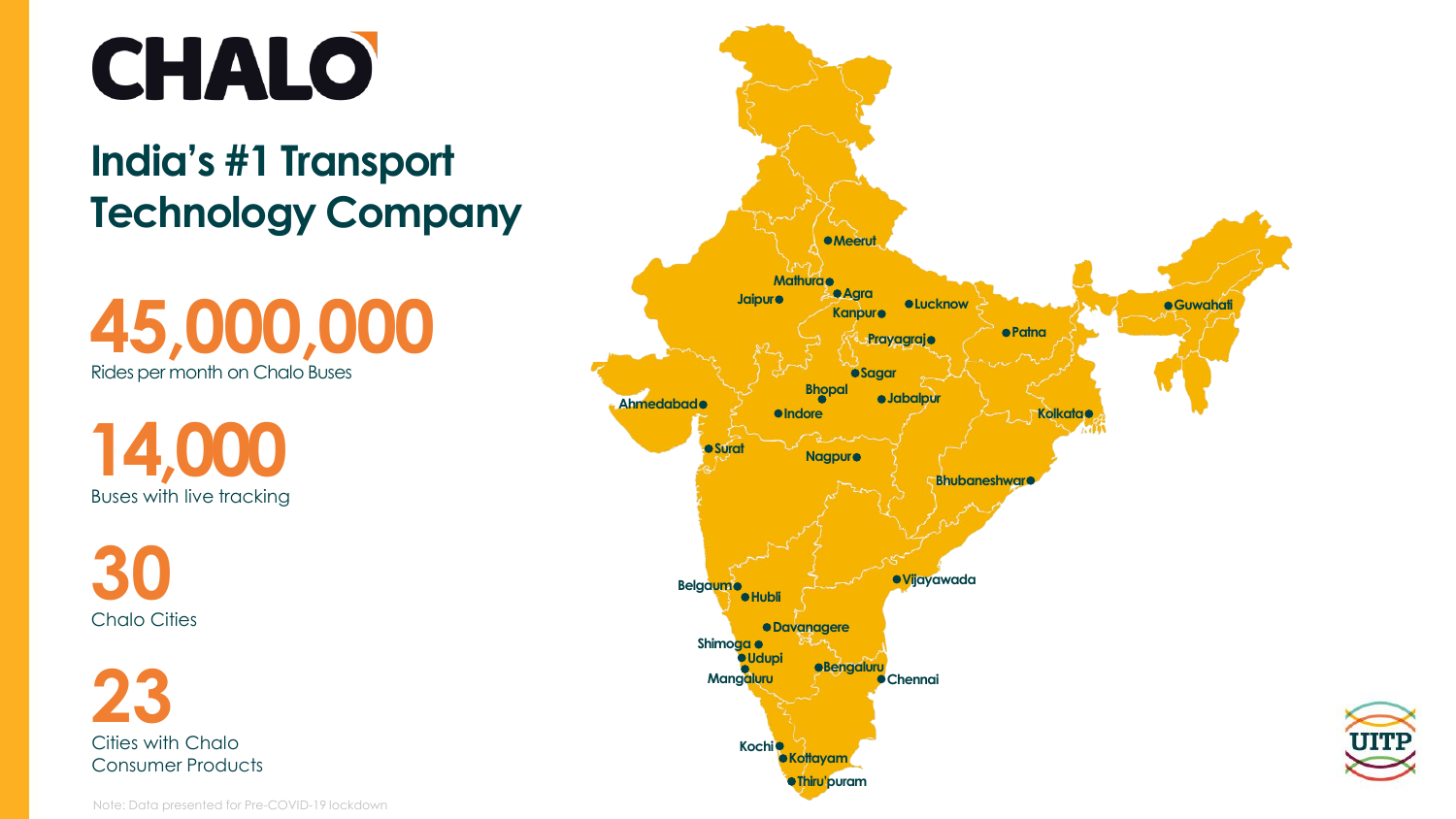# CHALO

## India's #1 Transport Technology Company

**45,000,000**
Rides per month on Chalo Buses

**14,000**
Buses with live tracking

**30**
Chalo Cities

**23**
Cities with Chalo Consumer Products

Meerut, Mathura, Agra, Jaipur, Kanpur, Lucknow, Prayagraj, Patna, Guwahati, Sagar, Bhopal, Jabalpur, Ahmedabad, Indore, Kolkata, Surat, Nagpur, Bhubaneshwar, Vijayawada, Belgaum, Hubli, Davanagere, Shimoga, Udupi, Mangaluru, Bengaluru, Chennai, Kochi, Kottayam, Thiru'puram

Note: Data presented for Pre-COVID-19 lockdown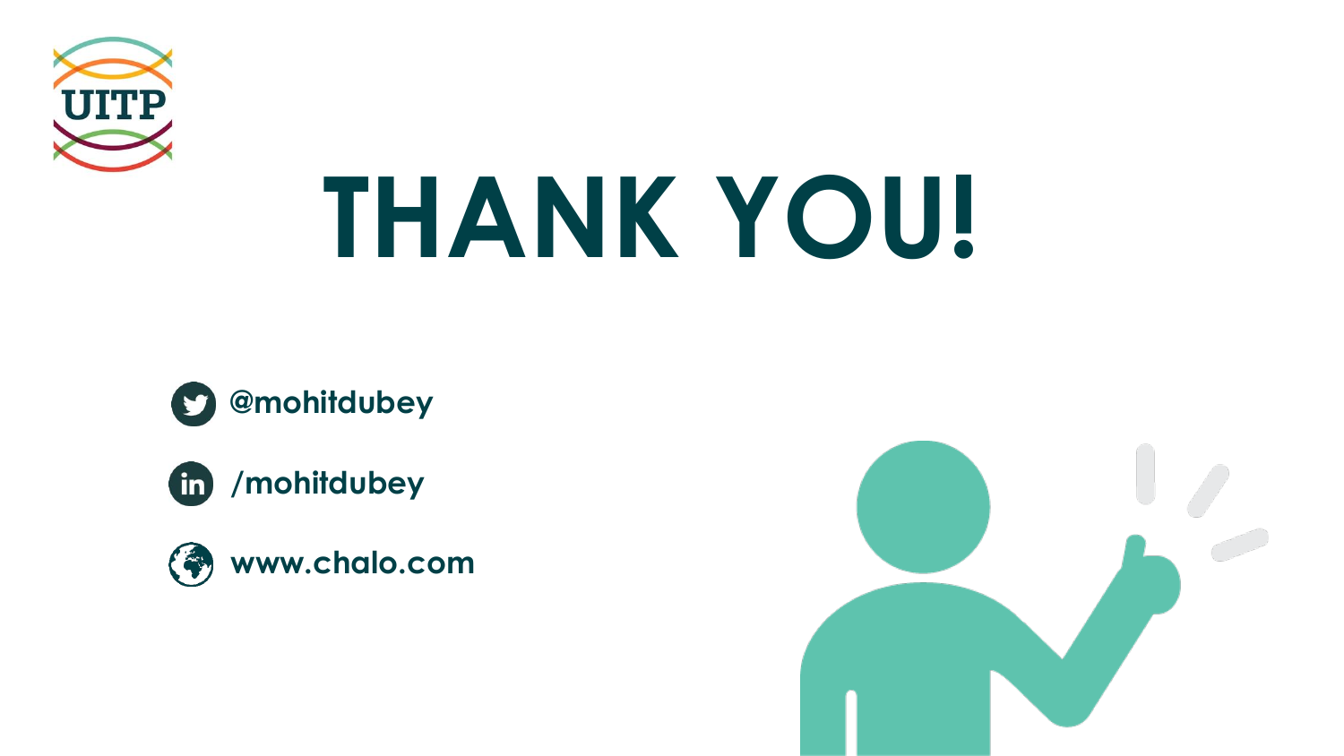# THANK YOU!

@mohitdubey

/mohitdubey

www.chalo.com